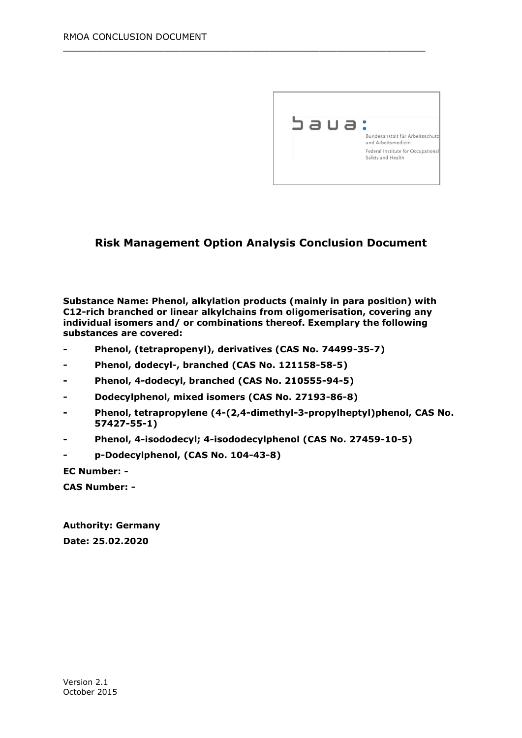# Risk Management Option Analysis Conclusion Document

**Substance Name: Phenol, alkylation products (mainly in para position) with C12-rich branched or linear alkylchains from oligomerisation, covering any individual isomers and/ or combinations thereof. Exemplary the following substances are covered:**

- **Phenol, (tetrapropenyl), derivatives (CAS No. 74499-35-7)**
- **Phenol, dodecyl-, branched (CAS No. 121158-58-5)**
- **Phenol, 4-dodecyl, branched (CAS No. 210555-94-5)**
- **Dodecylphenol, mixed isomers (CAS No. 27193-86-8)**
- **Phenol, tetrapropylene (4-(2,4-dimethyl-3-propylheptyl)phenol, CAS No. 57427-55-1)**
- **Phenol, 4-isododecyl; 4-isododecylphenol (CAS No. 27459-10-5)**
- **p-Dodecylphenol, (CAS No. 104-43-8)**

**EC Number: -**

**CAS Number: -**

**Authority: Germany**

**Date: 25.02.2020**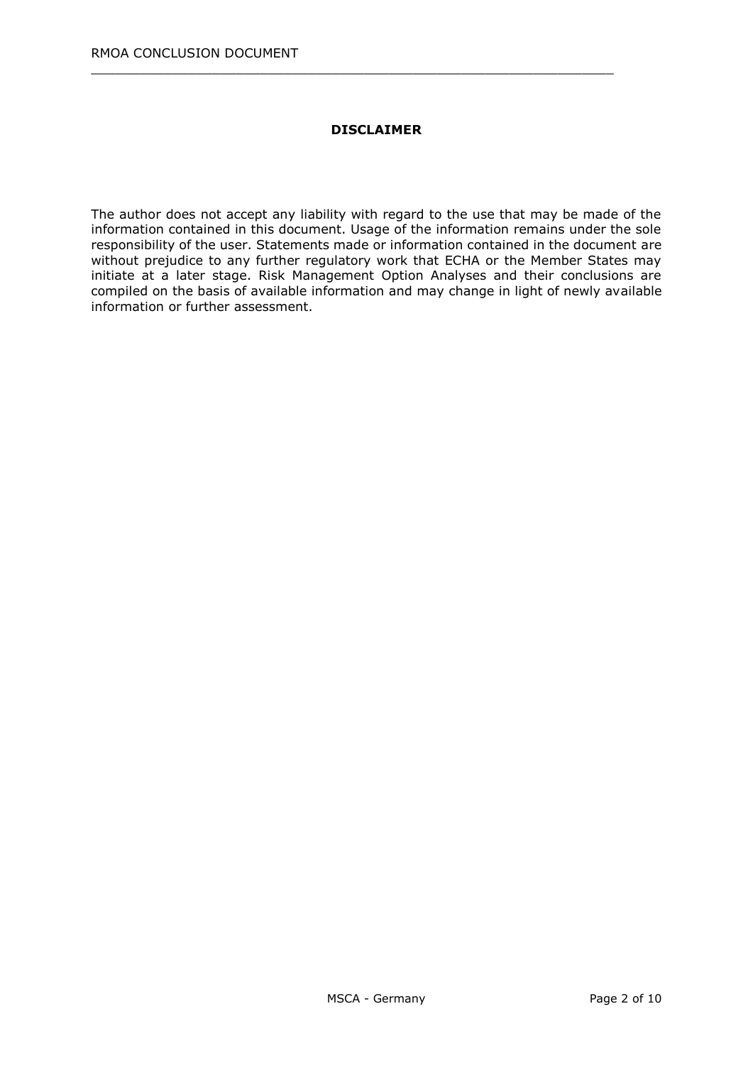**DISCLAIMER**

The author does not accept any liability with regard to the use that may be made of the information contained in this document. Usage of the information remains under the sole responsibility of the user. Statements made or information contained in the document are without prejudice to any further regulatory work that ECHA or the Member States may initiate at a later stage. Risk Management Option Analyses and their conclusions are compiled on the basis of available information and may change in light of newly available information or further assessment.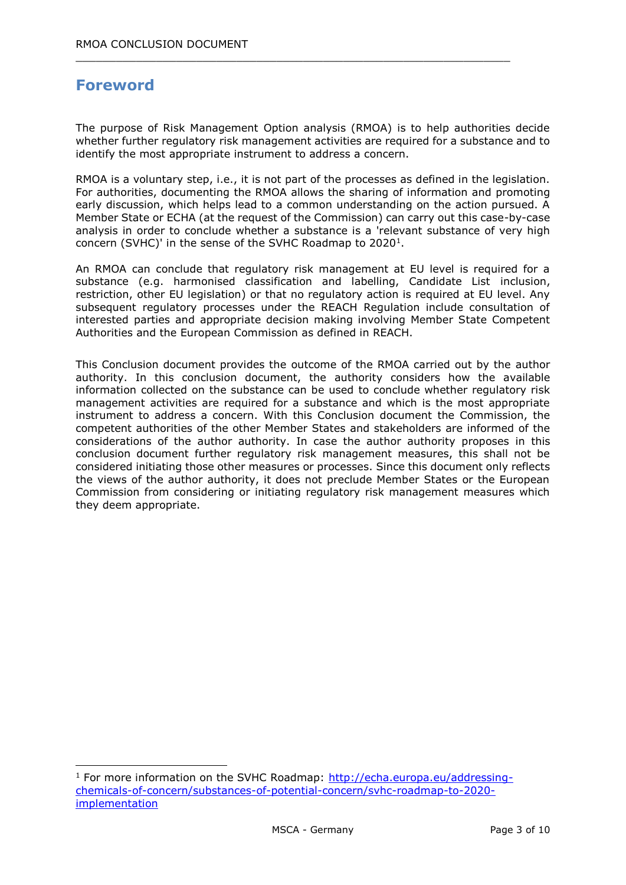# Foreword

The purpose of Risk Management Option analysis (RMOA) is to help authorities decide whether further regulatory risk management activities are required for a substance and to identify the most appropriate instrument to address a concern.

RMOA is a voluntary step, i.e., it is not part of the processes as defined in the legislation. For authorities, documenting the RMOA allows the sharing of information and promoting early discussion, which helps lead to a common understanding on the action pursued. A Member State or ECHA (at the request of the Commission) can carry out this case-by-case analysis in order to conclude whether a substance is a 'relevant substance of very high concern (SVHC)' in the sense of the SVHC Roadmap to 2020[1].

An RMOA can conclude that regulatory risk management at EU level is required for a substance (e.g. harmonised classification and labelling, Candidate List inclusion, restriction, other EU legislation) or that no regulatory action is required at EU level. Any subsequent regulatory processes under the REACH Regulation include consultation of interested parties and appropriate decision making involving Member State Competent Authorities and the European Commission as defined in REACH.

This Conclusion document provides the outcome of the RMOA carried out by the author authority. In this conclusion document, the authority considers how the available information collected on the substance can be used to conclude whether regulatory risk management activities are required for a substance and which is the most appropriate instrument to address a concern. With this Conclusion document the Commission, the competent authorities of the other Member States and stakeholders are informed of the considerations of the author authority. In case the author authority proposes in this conclusion document further regulatory risk management measures, this shall not be considered initiating those other measures or processes. Since this document only reflects the views of the author authority, it does not preclude Member States or the European Commission from considering or initiating regulatory risk management measures which they deem appropriate.

[1] For more information on the SVHC Roadmap: http://echa.europa.eu/addressing-chemicals-of-concern/substances-of-potential-concern/svhc-roadmap-to-2020-implementation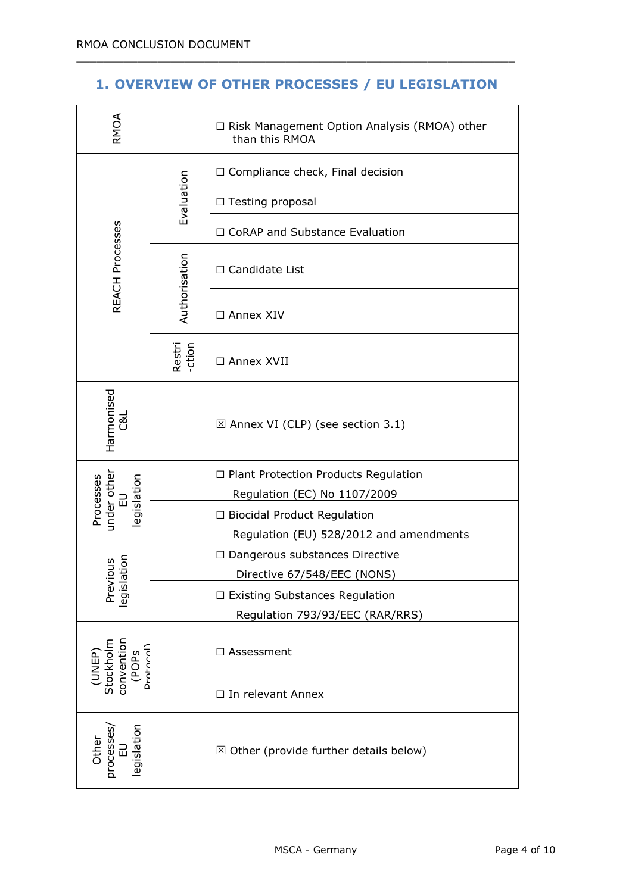## 1. OVERVIEW OF OTHER PROCESSES / EU LEGISLATION

| | | |
|---|---|---|
| RMOA | | ☐ Risk Management Option Analysis (RMOA) other than this RMOA |
| REACH Processes | Evaluation | ☐ Compliance check, Final decision |
| | | ☐ Testing proposal |
| | | ☐ CoRAP and Substance Evaluation |
| | Authorisation | ☐ Candidate List |
| | | ☐ Annex XIV |
| | Restri-ction | ☐ Annex XVII |
| Harmonised C&L | | ☒ Annex VI (CLP) (see section 3.1) |
| Processes under other EU legislation | | ☐ Plant Protection Products Regulation Regulation (EC) No 1107/2009 |
| | | ☐ Biocidal Product Regulation Regulation (EU) 528/2012 and amendments |
| Previous legislation | | ☐ Dangerous substances Directive Directive 67/548/EEC (NONS) |
| | | ☐ Existing Substances Regulation Regulation 793/93/EEC (RAR/RRS) |
| (UNEP) Stockholm convention (POPs Protocol) | | ☐ Assessment |
| | | ☐ In relevant Annex |
| Other processes/ EU legislation | | ☒ Other (provide further details below) |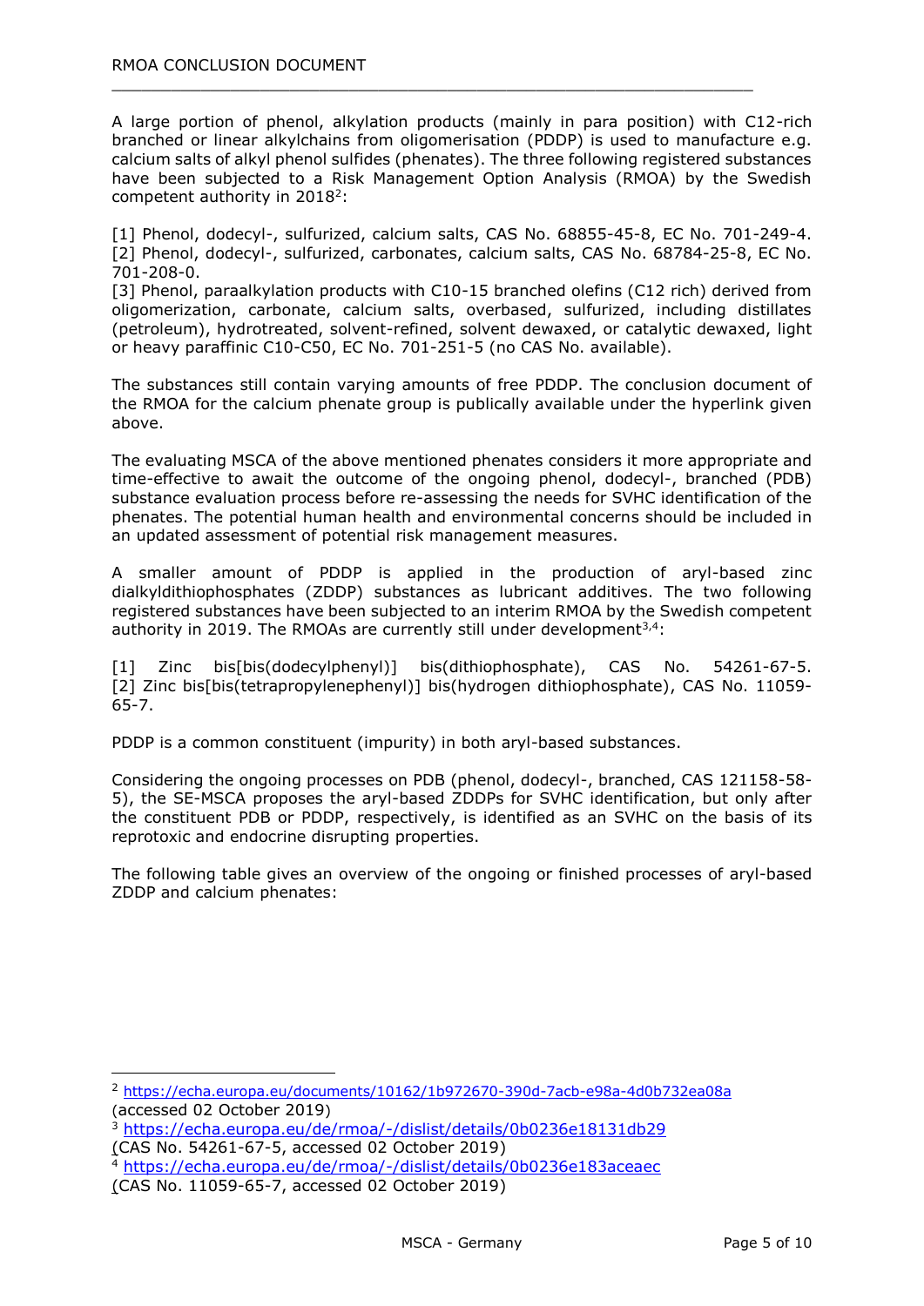A large portion of phenol, alkylation products (mainly in para position) with C12-rich branched or linear alkylchains from oligomerisation (PDDP) is used to manufacture e.g. calcium salts of alkyl phenol sulfides (phenates). The three following registered substances have been subjected to a Risk Management Option Analysis (RMOA) by the Swedish competent authority in 2018[2]:

[1] Phenol, dodecyl-, sulfurized, calcium salts, CAS No. 68855-45-8, EC No. 701-249-4.
[2] Phenol, dodecyl-, sulfurized, carbonates, calcium salts, CAS No. 68784-25-8, EC No. 701-208-0.
[3] Phenol, paraalkylation products with C10-15 branched olefins (C12 rich) derived from oligomerization, carbonate, calcium salts, overbased, sulfurized, including distillates (petroleum), hydrotreated, solvent-refined, solvent dewaxed, or catalytic dewaxed, light or heavy paraffinic C10-C50, EC No. 701-251-5 (no CAS No. available).

The substances still contain varying amounts of free PDDP. The conclusion document of the RMOA for the calcium phenate group is publically available under the hyperlink given above.

The evaluating MSCA of the above mentioned phenates considers it more appropriate and time-effective to await the outcome of the ongoing phenol, dodecyl-, branched (PDB) substance evaluation process before re-assessing the needs for SVHC identification of the phenates. The potential human health and environmental concerns should be included in an updated assessment of potential risk management measures.

A smaller amount of PDDP is applied in the production of aryl-based zinc dialkyldithiophosphates (ZDDP) substances as lubricant additives. The two following registered substances have been subjected to an interim RMOA by the Swedish competent authority in 2019. The RMOAs are currently still under development[3,4]:

[1] Zinc bis[bis(dodecylphenyl)] bis(dithiophosphate), CAS No. 54261-67-5.
[2] Zinc bis[bis(tetrapropylenephenyl)] bis(hydrogen dithiophosphate), CAS No. 11059-65-7.

PDDP is a common constituent (impurity) in both aryl-based substances.

Considering the ongoing processes on PDB (phenol, dodecyl-, branched, CAS 121158-58-5), the SE-MSCA proposes the aryl-based ZDDPs for SVHC identification, but only after the constituent PDB or PDDP, respectively, is identified as an SVHC on the basis of its reprotoxic and endocrine disrupting properties.

The following table gives an overview of the ongoing or finished processes of aryl-based ZDDP and calcium phenates:

---

[2] https://echa.europa.eu/documents/10162/1b972670-390d-7acb-e98a-4d0b732ea08a (accessed 02 October 2019)

[3] https://echa.europa.eu/de/rmoa/-/dislist/details/0b0236e18131db29 (CAS No. 54261-67-5, accessed 02 October 2019)

[4] https://echa.europa.eu/de/rmoa/-/dislist/details/0b0236e183aceaec (CAS No. 11059-65-7, accessed 02 October 2019)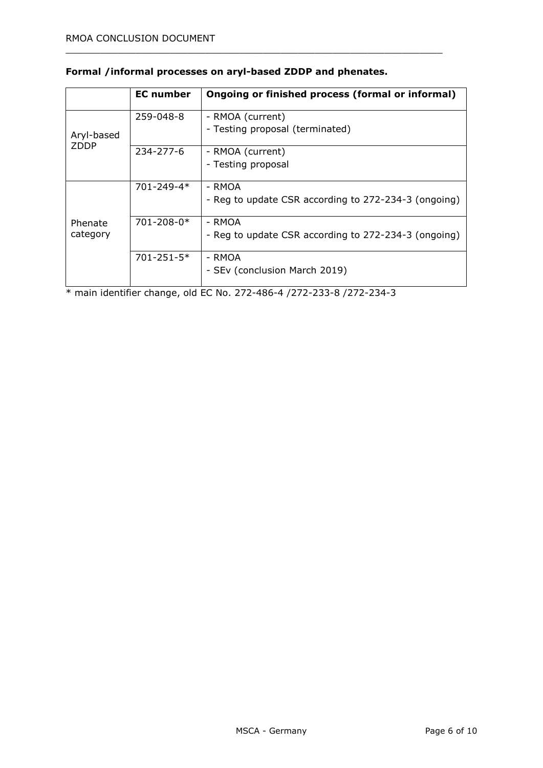**Formal /informal processes on aryl-based ZDDP and phenates.**

| | EC number | Ongoing or finished process (formal or informal) |
|---|---|---|
| Aryl-based ZDDP | 259-048-8 | - RMOA (current)<br>- Testing proposal (terminated) |
| | 234-277-6 | - RMOA (current)<br>- Testing proposal |
| Phenate category | 701-249-4* | - RMOA<br>- Reg to update CSR according to 272-234-3 (ongoing) |
| | 701-208-0* | - RMOA<br>- Reg to update CSR according to 272-234-3 (ongoing) |
| | 701-251-5* | - RMOA<br>- SEv (conclusion March 2019) |

* main identifier change, old EC No. 272-486-4 /272-233-8 /272-234-3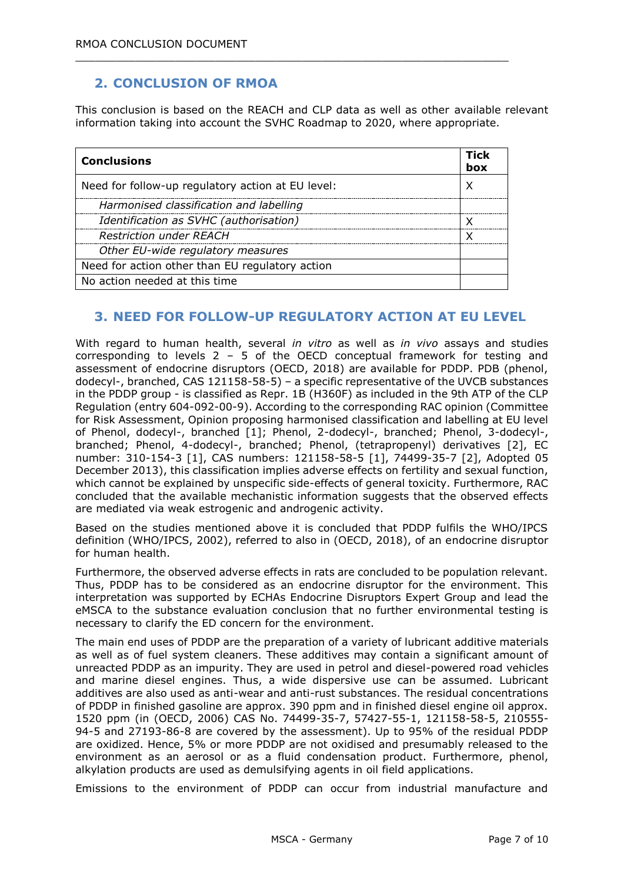## 2. CONCLUSION OF RMOA

This conclusion is based on the REACH and CLP data as well as other available relevant information taking into account the SVHC Roadmap to 2020, where appropriate.

| Conclusions | Tick box |
|---|---|
| Need for follow-up regulatory action at EU level: | X |
| *Harmonised classification and labelling* | |
| *Identification as SVHC (authorisation)* | X |
| *Restriction under REACH* | X |
| *Other EU-wide regulatory measures* | |
| Need for action other than EU regulatory action | |
| No action needed at this time | |

## 3. NEED FOR FOLLOW-UP REGULATORY ACTION AT EU LEVEL

With regard to human health, several *in vitro* as well as *in vivo* assays and studies corresponding to levels 2 – 5 of the OECD conceptual framework for testing and assessment of endocrine disruptors (OECD, 2018) are available for PDDP. PDB (phenol, dodecyl-, branched, CAS 121158-58-5) – a specific representative of the UVCB substances in the PDDP group - is classified as Repr. 1B (H360F) as included in the 9th ATP of the CLP Regulation (entry 604-092-00-9). According to the corresponding RAC opinion (Committee for Risk Assessment, Opinion proposing harmonised classification and labelling at EU level of Phenol, dodecyl-, branched [1]; Phenol, 2-dodecyl-, branched; Phenol, 3-dodecyl-, branched; Phenol, 4-dodecyl-, branched; Phenol, (tetrapropenyl) derivatives [2], EC number: 310-154-3 [1], CAS numbers: 121158-58-5 [1], 74499-35-7 [2], Adopted 05 December 2013), this classification implies adverse effects on fertility and sexual function, which cannot be explained by unspecific side-effects of general toxicity. Furthermore, RAC concluded that the available mechanistic information suggests that the observed effects are mediated via weak estrogenic and androgenic activity.

Based on the studies mentioned above it is concluded that PDDP fulfils the WHO/IPCS definition (WHO/IPCS, 2002), referred to also in (OECD, 2018), of an endocrine disruptor for human health.

Furthermore, the observed adverse effects in rats are concluded to be population relevant. Thus, PDDP has to be considered as an endocrine disruptor for the environment. This interpretation was supported by ECHAs Endocrine Disruptors Expert Group and lead the eMSCA to the substance evaluation conclusion that no further environmental testing is necessary to clarify the ED concern for the environment.

The main end uses of PDDP are the preparation of a variety of lubricant additive materials as well as of fuel system cleaners. These additives may contain a significant amount of unreacted PDDP as an impurity. They are used in petrol and diesel-powered road vehicles and marine diesel engines. Thus, a wide dispersive use can be assumed. Lubricant additives are also used as anti-wear and anti-rust substances. The residual concentrations of PDDP in finished gasoline are approx. 390 ppm and in finished diesel engine oil approx. 1520 ppm (in (OECD, 2006) CAS No. 74499-35-7, 57427-55-1, 121158-58-5, 210555-94-5 and 27193-86-8 are covered by the assessment). Up to 95% of the residual PDDP are oxidized. Hence, 5% or more PDDP are not oxidised and presumably released to the environment as an aerosol or as a fluid condensation product. Furthermore, phenol, alkylation products are used as demulsifying agents in oil field applications.

Emissions to the environment of PDDP can occur from industrial manufacture and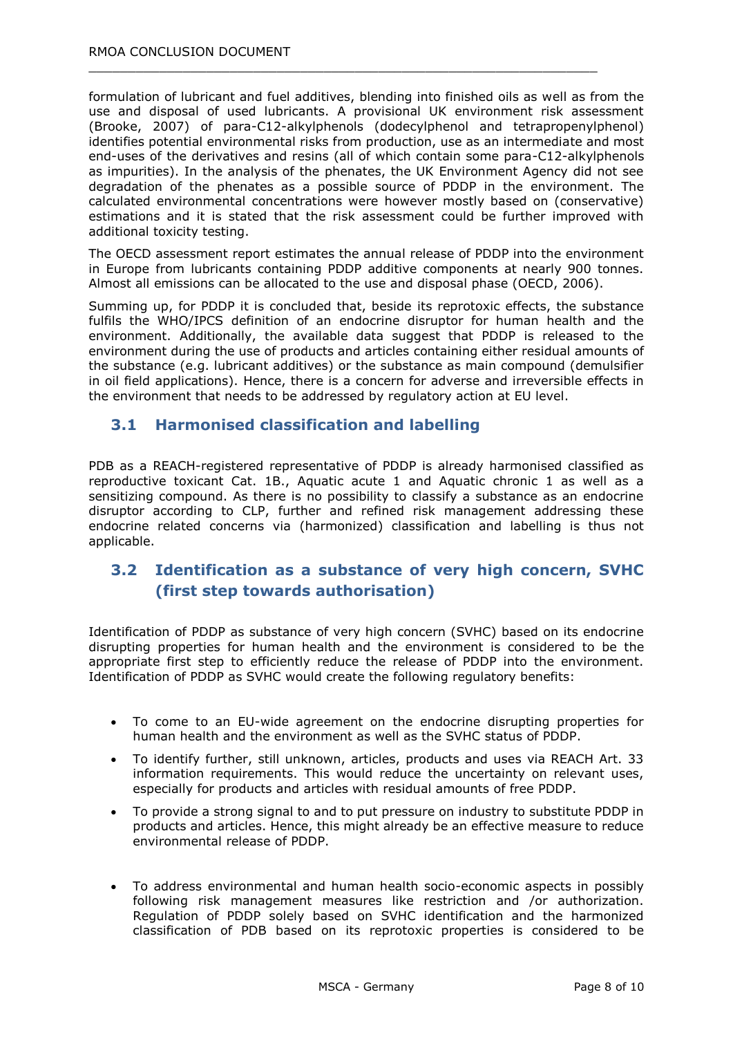formulation of lubricant and fuel additives, blending into finished oils as well as from the use and disposal of used lubricants. A provisional UK environment risk assessment (Brooke, 2007) of para-C12-alkylphenols (dodecylphenol and tetrapropenylphenol) identifies potential environmental risks from production, use as an intermediate and most end-uses of the derivatives and resins (all of which contain some para-C12-alkylphenols as impurities). In the analysis of the phenates, the UK Environment Agency did not see degradation of the phenates as a possible source of PDDP in the environment. The calculated environmental concentrations were however mostly based on (conservative) estimations and it is stated that the risk assessment could be further improved with additional toxicity testing.

The OECD assessment report estimates the annual release of PDDP into the environment in Europe from lubricants containing PDDP additive components at nearly 900 tonnes. Almost all emissions can be allocated to the use and disposal phase (OECD, 2006).

Summing up, for PDDP it is concluded that, beside its reprotoxic effects, the substance fulfils the WHO/IPCS definition of an endocrine disruptor for human health and the environment. Additionally, the available data suggest that PDDP is released to the environment during the use of products and articles containing either residual amounts of the substance (e.g. lubricant additives) or the substance as main compound (demulsifier in oil field applications). Hence, there is a concern for adverse and irreversible effects in the environment that needs to be addressed by regulatory action at EU level.

## 3.1 Harmonised classification and labelling

PDB as a REACH-registered representative of PDDP is already harmonised classified as reproductive toxicant Cat. 1B., Aquatic acute 1 and Aquatic chronic 1 as well as a sensitizing compound. As there is no possibility to classify a substance as an endocrine disruptor according to CLP, further and refined risk management addressing these endocrine related concerns via (harmonized) classification and labelling is thus not applicable.

## 3.2 Identification as a substance of very high concern, SVHC (first step towards authorisation)

Identification of PDDP as substance of very high concern (SVHC) based on its endocrine disrupting properties for human health and the environment is considered to be the appropriate first step to efficiently reduce the release of PDDP into the environment. Identification of PDDP as SVHC would create the following regulatory benefits:

- To come to an EU-wide agreement on the endocrine disrupting properties for human health and the environment as well as the SVHC status of PDDP.
- To identify further, still unknown, articles, products and uses via REACH Art. 33 information requirements. This would reduce the uncertainty on relevant uses, especially for products and articles with residual amounts of free PDDP.
- To provide a strong signal to and to put pressure on industry to substitute PDDP in products and articles. Hence, this might already be an effective measure to reduce environmental release of PDDP.
- To address environmental and human health socio-economic aspects in possibly following risk management measures like restriction and /or authorization. Regulation of PDDP solely based on SVHC identification and the harmonized classification of PDB based on its reprotoxic properties is considered to be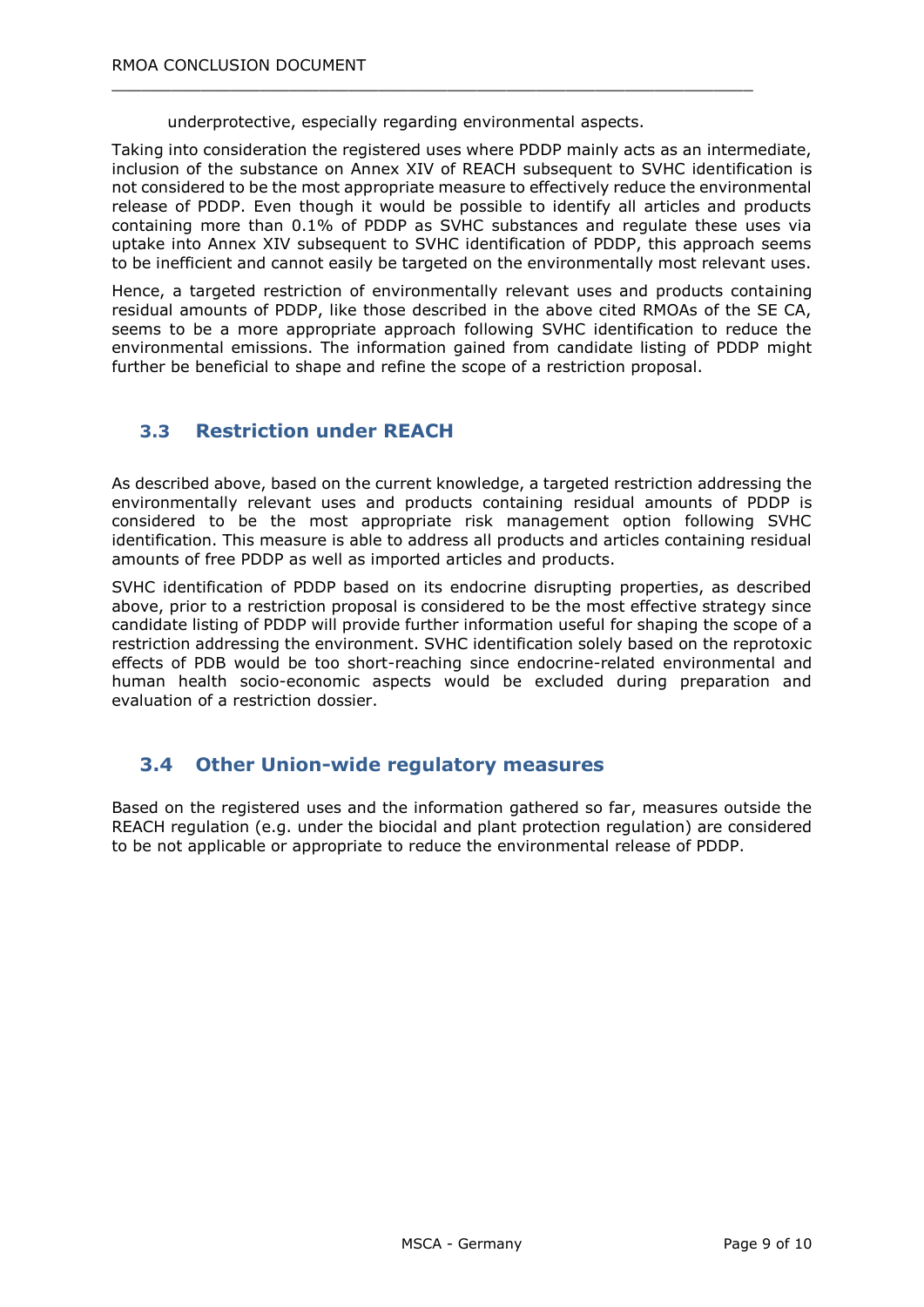underprotective, especially regarding environmental aspects.

Taking into consideration the registered uses where PDDP mainly acts as an intermediate, inclusion of the substance on Annex XIV of REACH subsequent to SVHC identification is not considered to be the most appropriate measure to effectively reduce the environmental release of PDDP. Even though it would be possible to identify all articles and products containing more than 0.1% of PDDP as SVHC substances and regulate these uses via uptake into Annex XIV subsequent to SVHC identification of PDDP, this approach seems to be inefficient and cannot easily be targeted on the environmentally most relevant uses.

Hence, a targeted restriction of environmentally relevant uses and products containing residual amounts of PDDP, like those described in the above cited RMOAs of the SE CA, seems to be a more appropriate approach following SVHC identification to reduce the environmental emissions. The information gained from candidate listing of PDDP might further be beneficial to shape and refine the scope of a restriction proposal.

## 3.3 Restriction under REACH

As described above, based on the current knowledge, a targeted restriction addressing the environmentally relevant uses and products containing residual amounts of PDDP is considered to be the most appropriate risk management option following SVHC identification. This measure is able to address all products and articles containing residual amounts of free PDDP as well as imported articles and products.

SVHC identification of PDDP based on its endocrine disrupting properties, as described above, prior to a restriction proposal is considered to be the most effective strategy since candidate listing of PDDP will provide further information useful for shaping the scope of a restriction addressing the environment. SVHC identification solely based on the reprotoxic effects of PDB would be too short-reaching since endocrine-related environmental and human health socio-economic aspects would be excluded during preparation and evaluation of a restriction dossier.

## 3.4 Other Union-wide regulatory measures

Based on the registered uses and the information gathered so far, measures outside the REACH regulation (e.g. under the biocidal and plant protection regulation) are considered to be not applicable or appropriate to reduce the environmental release of PDDP.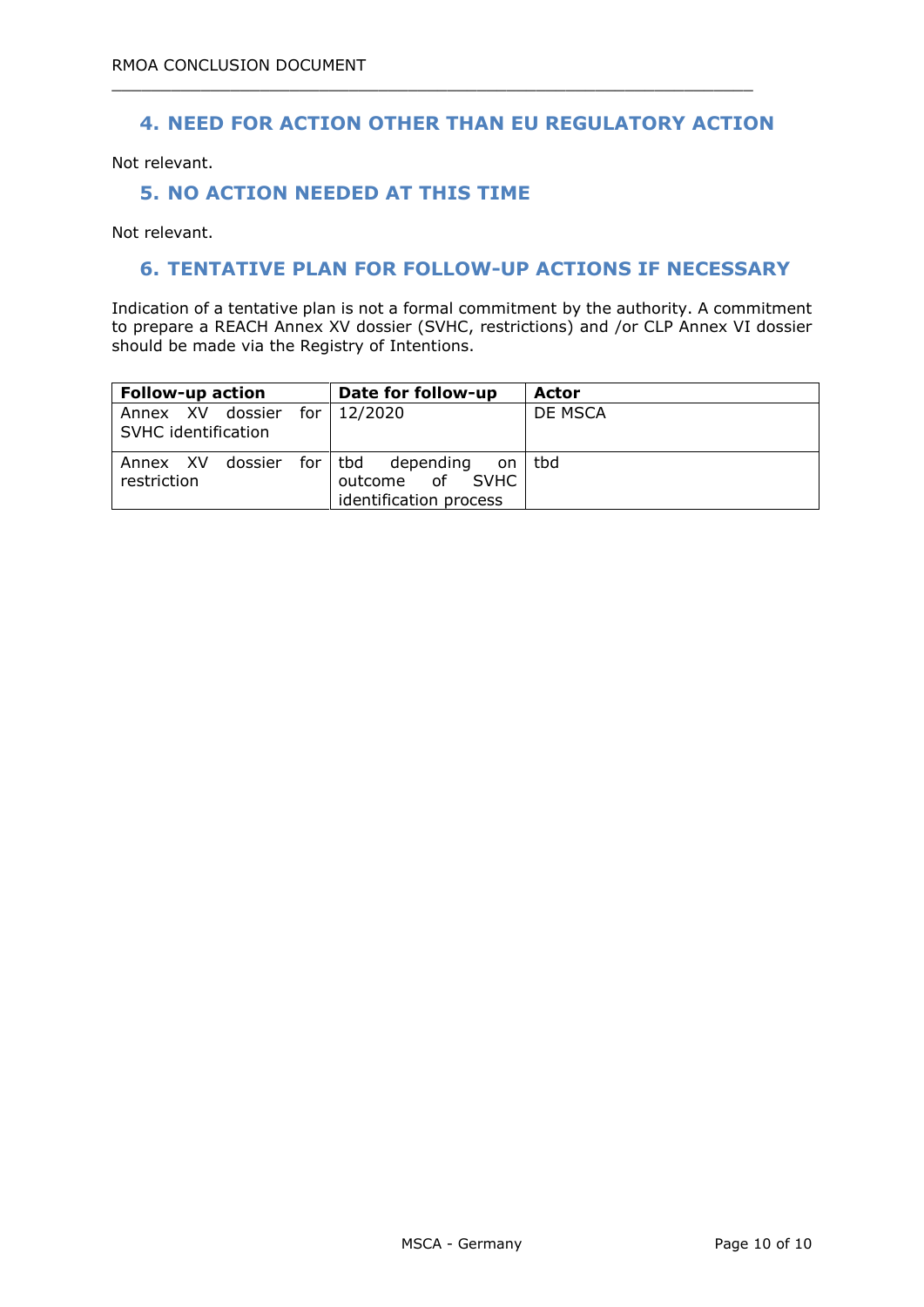## 4. NEED FOR ACTION OTHER THAN EU REGULATORY ACTION

Not relevant.

## 5. NO ACTION NEEDED AT THIS TIME

Not relevant.

## 6. TENTATIVE PLAN FOR FOLLOW-UP ACTIONS IF NECESSARY

Indication of a tentative plan is not a formal commitment by the authority. A commitment to prepare a REACH Annex XV dossier (SVHC, restrictions) and /or CLP Annex VI dossier should be made via the Registry of Intentions.

| Follow-up action | Date for follow-up | Actor |
|---|---|---|
| Annex XV dossier for SVHC identification | 12/2020 | DE MSCA |
| Annex XV dossier for restriction | tbd depending on outcome of SVHC identification process | tbd |